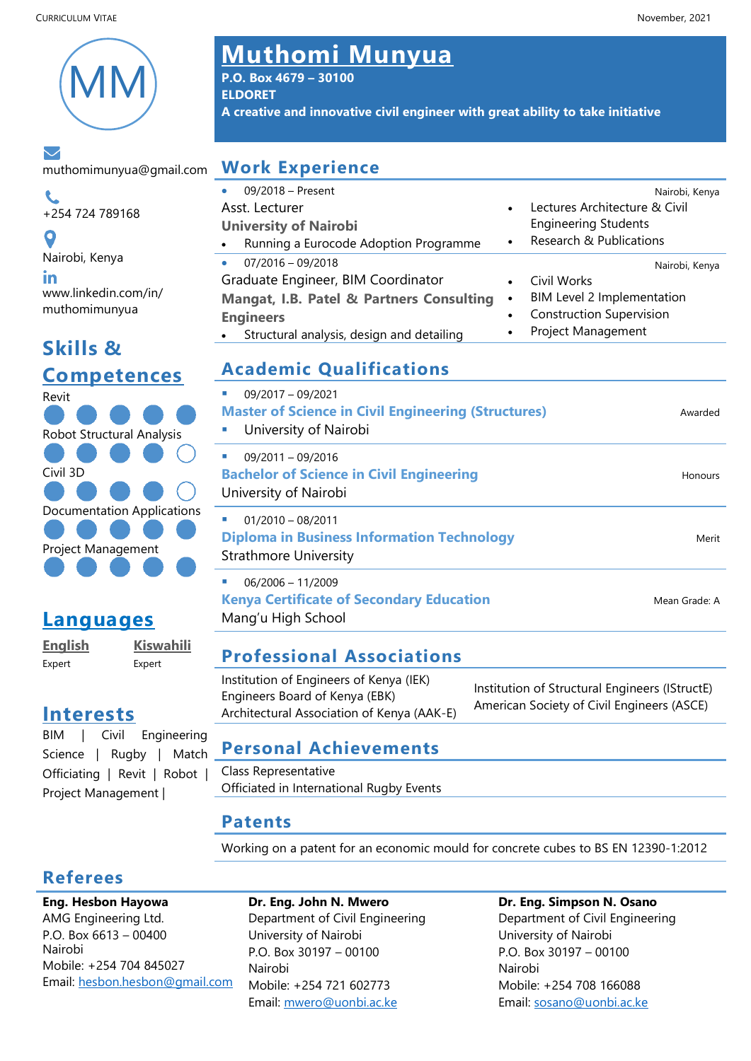CURRICULUM VITAE

November, 2021

MM

# Muthomi Munyua

**P.O. Box 4679 – 30100**
**ELDORET**
**A creative and innovative civil engineer with great ability to take initiative**

muthomimunyua@gmail.com

+254 724 789168

Nairobi, Kenya

www.linkedin.com/in/muthomimunyua

## Skills & Competences

- Revit ●●●●●
- Robot Structural Analysis ●●●●○
- Civil 3D ●●●●○
- Documentation Applications ●●●●●
- Project Management ●●●●●

## Languages

| English | Kiswahili |
|---|---|
| Expert | Expert |

## Interests

BIM | Civil Engineering Science | Rugby | Match Officiating | Revit | Robot | Project Management |

## Work Experience

- 09/2018 – Present — Nairobi, Kenya

Asst. Lecturer
**University of Nairobi**

- Running a Eurocode Adoption Programme
- Lectures Architecture & Civil Engineering Students
- Research & Publications

- 07/2016 – 09/2018 — Nairobi, Kenya

Graduate Engineer, BIM Coordinator
**Mangat, I.B. Patel & Partners Consulting Engineers**

- Structural analysis, design and detailing
- Civil Works
- BIM Level 2 Implementation
- Construction Supervision
- Project Management

## Academic Qualifications

- 09/2017 – 09/2021

**Master of Science in Civil Engineering (Structures)** — Awarded
- University of Nairobi

- 09/2011 – 09/2016

**Bachelor of Science in Civil Engineering** — Honours
University of Nairobi

- 01/2010 – 08/2011

**Diploma in Business Information Technology** — Merit
Strathmore University

- 06/2006 – 11/2009

**Kenya Certificate of Secondary Education** — Mean Grade: A
Mang'u High School

## Professional Associations

Institution of Engineers of Kenya (IEK)
Engineers Board of Kenya (EBK)
Architectural Association of Kenya (AAK-E)
Institution of Structural Engineers (IStructE)
American Society of Civil Engineers (ASCE)

## Personal Achievements

Class Representative
Officiated in International Rugby Events

## Patents

Working on a patent for an economic mould for concrete cubes to BS EN 12390-1:2012

## Referees

**Eng. Hesbon Hayowa**
AMG Engineering Ltd.
P.O. Box 6613 – 00400
Nairobi
Mobile: +254 704 845027
Email: hesbon.hesbon@gmail.com

**Dr. Eng. John N. Mwero**
Department of Civil Engineering
University of Nairobi
P.O. Box 30197 – 00100
Nairobi
Mobile: +254 721 602773
Email: mwero@uonbi.ac.ke

**Dr. Eng. Simpson N. Osano**
Department of Civil Engineering
University of Nairobi
P.O. Box 30197 – 00100
Nairobi
Mobile: +254 708 166088
Email: sosano@uonbi.ac.ke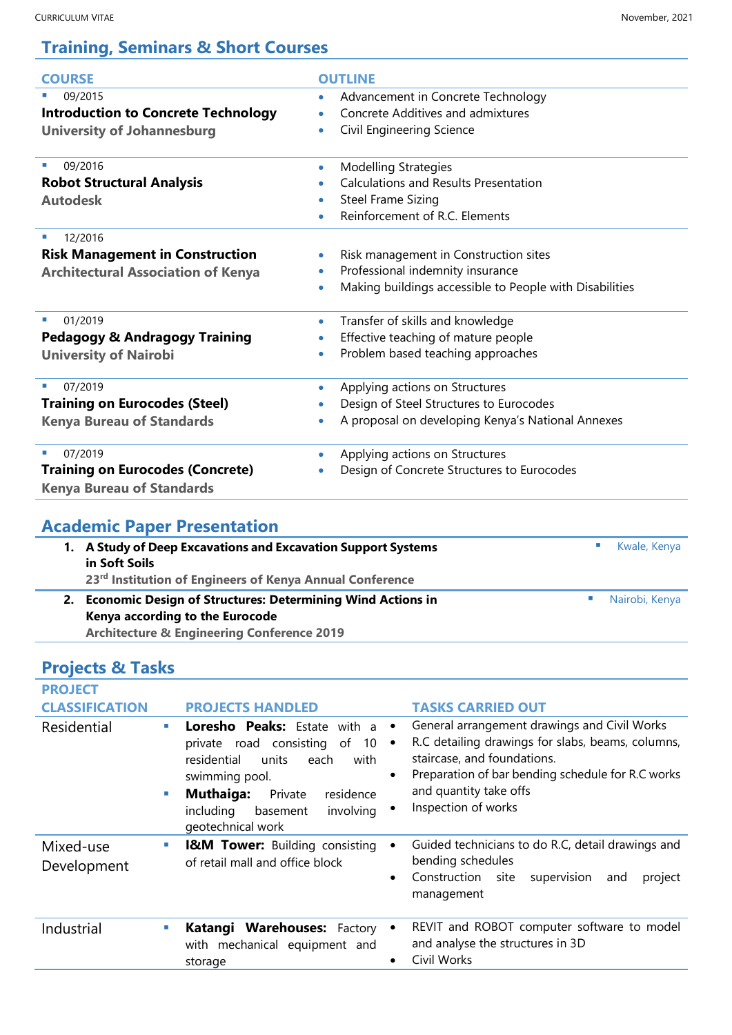## Training, Seminars & Short Courses

| COURSE | OUTLINE |
|---|---|
| 09/2015 **Introduction to Concrete Technology** **University of Johannesburg** | • Advancement in Concrete Technology • Concrete Additives and admixtures • Civil Engineering Science |
| 09/2016 **Robot Structural Analysis** **Autodesk** | • Modelling Strategies • Calculations and Results Presentation • Steel Frame Sizing • Reinforcement of R.C. Elements |
| 12/2016 **Risk Management in Construction** **Architectural Association of Kenya** | • Risk management in Construction sites • Professional indemnity insurance • Making buildings accessible to People with Disabilities |
| 01/2019 **Pedagogy & Andragogy Training** **University of Nairobi** | • Transfer of skills and knowledge • Effective teaching of mature people • Problem based teaching approaches |
| 07/2019 **Training on Eurocodes (Steel)** **Kenya Bureau of Standards** | • Applying actions on Structures • Design of Steel Structures to Eurocodes • A proposal on developing Kenya's National Annexes |
| 07/2019 **Training on Eurocodes (Concrete)** **Kenya Bureau of Standards** | • Applying actions on Structures • Design of Concrete Structures to Eurocodes |

## Academic Paper Presentation

1. **A Study of Deep Excavations and Excavation Support Systems in Soft Soils** — Kwale, Kenya
   **23rd Institution of Engineers of Kenya Annual Conference**
2. **Economic Design of Structures: Determining Wind Actions in Kenya according to the Eurocode** — Nairobi, Kenya
   **Architecture & Engineering Conference 2019**

## Projects & Tasks

| PROJECT CLASSIFICATION | PROJECTS HANDLED | TASKS CARRIED OUT |
|---|---|---|
| Residential | • **Loresho Peaks:** Estate with a private road consisting of 10 residential units each with swimming pool. • **Muthaiga:** Private residence including basement involving geotechnical work | • General arrangement drawings and Civil Works • R.C detailing drawings for slabs, beams, columns, staircase, and foundations. • Preparation of bar bending schedule for R.C works and quantity take offs • Inspection of works |
| Mixed-use Development | • **I&M Tower:** Building consisting of retail mall and office block | • Guided technicians to do R.C, detail drawings and bending schedules • Construction site supervision and project management |
| Industrial | • **Katangi Warehouses:** Factory with mechanical equipment and storage | • REVIT and ROBOT computer software to model and analyse the structures in 3D • Civil Works |